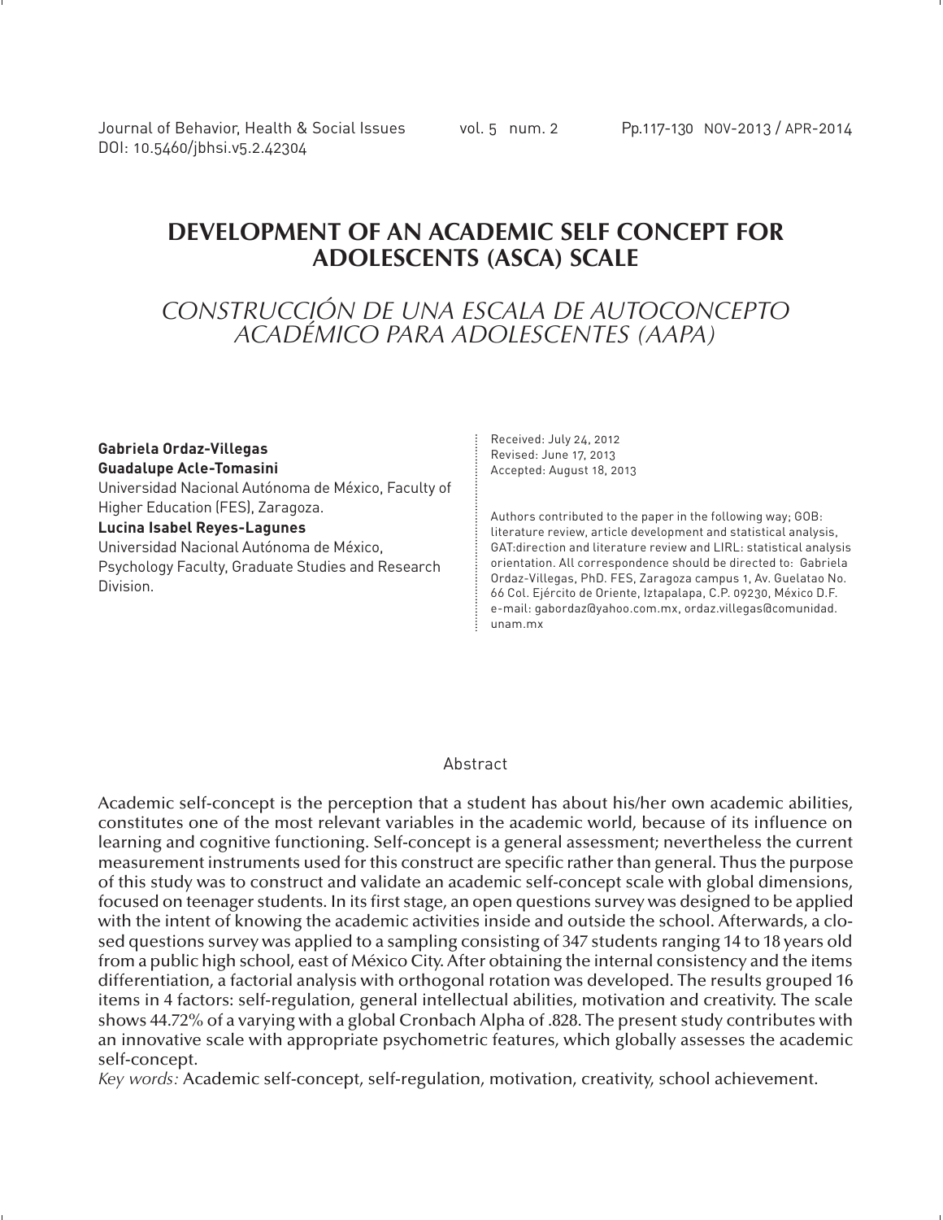# DEVELOPMENT OF AN ACADEMIC SELF CONCEPT FOR ADOLESCENTS (ASCA) SCALE

## *CONSTRUCCIÓN DE UNA ESCALA DE AUTOCONCEPTO ACADÉMICO PARA ADOLESCENTES (AAPA)*

**Gabriela Ordaz-Villegas**
**Guadalupe Acle-Tomasini**
Universidad Nacional Autónoma de México, Faculty of Higher Education (FES), Zaragoza.
**Lucina Isabel Reyes-Lagunes**
Universidad Nacional Autónoma de México, Psychology Faculty, Graduate Studies and Research Division.

Received: July 24, 2012
Revised: June 17, 2013
Accepted: August 18, 2013

Authors contributed to the paper in the following way; GOB: literature review, article development and statistical analysis, GAT:direction and literature review and LIRL: statistical analysis orientation. All correspondence should be directed to: Gabriela Ordaz-Villegas, PhD. FES, Zaragoza campus 1, Av. Guelatao No. 66 Col. Ejército de Oriente, Iztapalapa, C.P. 09230, México D.F. e-mail: gabordaz@yahoo.com.mx, ordaz.villegas@comunidad.unam.mx

### Abstract

Academic self-concept is the perception that a student has about his/her own academic abilities, constitutes one of the most relevant variables in the academic world, because of its influence on learning and cognitive functioning. Self-concept is a general assessment; nevertheless the current measurement instruments used for this construct are specific rather than general. Thus the purpose of this study was to construct and validate an academic self-concept scale with global dimensions, focused on teenager students. In its first stage, an open questions survey was designed to be applied with the intent of knowing the academic activities inside and outside the school. Afterwards, a closed questions survey was applied to a sampling consisting of 347 students ranging 14 to 18 years old from a public high school, east of México City. After obtaining the internal consistency and the items differentiation, a factorial analysis with orthogonal rotation was developed. The results grouped 16 items in 4 factors: self-regulation, general intellectual abilities, motivation and creativity. The scale shows 44.72% of a varying with a global Cronbach Alpha of .828. The present study contributes with an innovative scale with appropriate psychometric features, which globally assesses the academic self-concept.

*Key words:* Academic self-concept, self-regulation, motivation, creativity, school achievement.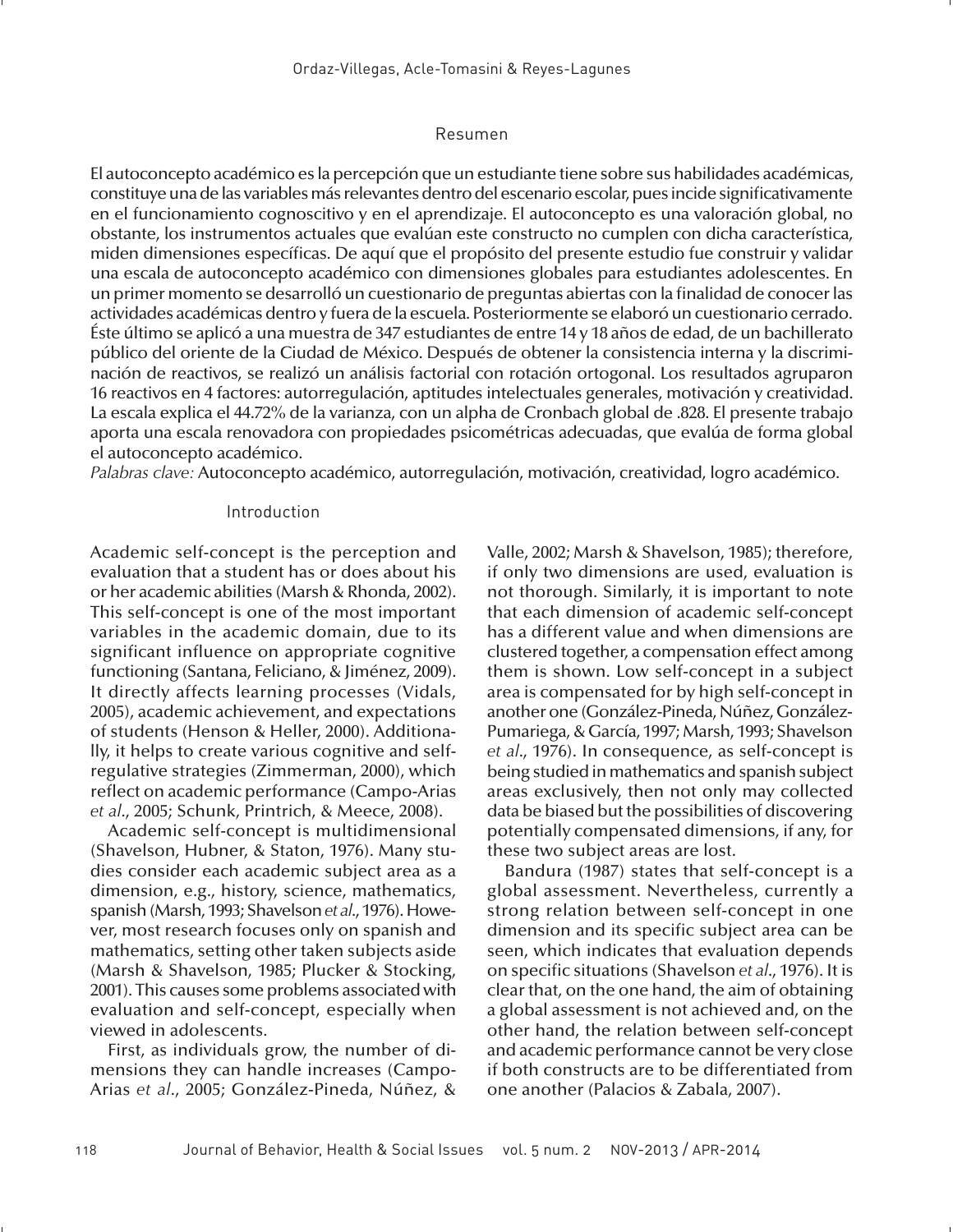## Resumen

El autoconcepto académico es la percepción que un estudiante tiene sobre sus habilidades académicas, constituye una de las variables más relevantes dentro del escenario escolar, pues incide significativamente en el funcionamiento cognoscitivo y en el aprendizaje. El autoconcepto es una valoración global, no obstante, los instrumentos actuales que evalúan este constructo no cumplen con dicha característica, miden dimensiones específicas. De aquí que el propósito del presente estudio fue construir y validar una escala de autoconcepto académico con dimensiones globales para estudiantes adolescentes. En un primer momento se desarrolló un cuestionario de preguntas abiertas con la finalidad de conocer las actividades académicas dentro y fuera de la escuela. Posteriormente se elaboró un cuestionario cerrado. Éste último se aplicó a una muestra de 347 estudiantes de entre 14 y 18 años de edad, de un bachillerato público del oriente de la Ciudad de México. Después de obtener la consistencia interna y la discriminación de reactivos, se realizó un análisis factorial con rotación ortogonal. Los resultados agruparon 16 reactivos en 4 factores: autorregulación, aptitudes intelectuales generales, motivación y creatividad. La escala explica el 44.72% de la varianza, con un alpha de Cronbach global de .828. El presente trabajo aporta una escala renovadora con propiedades psicométricas adecuadas, que evalúa de forma global el autoconcepto académico.

*Palabras clave:* Autoconcepto académico, autorregulación, motivación, creatividad, logro académico.

## Introduction

Academic self-concept is the perception and evaluation that a student has or does about his or her academic abilities (Marsh & Rhonda, 2002). This self-concept is one of the most important variables in the academic domain, due to its significant influence on appropriate cognitive functioning (Santana, Feliciano, & Jiménez, 2009). It directly affects learning processes (Vidals, 2005), academic achievement, and expectations of students (Henson & Heller, 2000). Additionally, it helps to create various cognitive and self-regulative strategies (Zimmerman, 2000), which reflect on academic performance (Campo-Arias *et al*., 2005; Schunk, Printrich, & Meece, 2008).

Academic self-concept is multidimensional (Shavelson, Hubner, & Staton, 1976). Many studies consider each academic subject area as a dimension, e.g., history, science, mathematics, spanish (Marsh, 1993; Shavelson *et al*., 1976). However, most research focuses only on spanish and mathematics, setting other taken subjects aside (Marsh & Shavelson, 1985; Plucker & Stocking, 2001). This causes some problems associated with evaluation and self-concept, especially when viewed in adolescents.

First, as individuals grow, the number of dimensions they can handle increases (Campo-Arias *et al*., 2005; González-Pineda, Núñez, & Valle, 2002; Marsh & Shavelson, 1985); therefore, if only two dimensions are used, evaluation is not thorough. Similarly, it is important to note that each dimension of academic self-concept has a different value and when dimensions are clustered together, a compensation effect among them is shown. Low self-concept in a subject area is compensated for by high self-concept in another one (González-Pineda, Núñez, González-Pumariega, & García, 1997; Marsh, 1993; Shavelson *et al*., 1976). In consequence, as self-concept is being studied in mathematics and spanish subject areas exclusively, then not only may collected data be biased but the possibilities of discovering potentially compensated dimensions, if any, for these two subject areas are lost.

Bandura (1987) states that self-concept is a global assessment. Nevertheless, currently a strong relation between self-concept in one dimension and its specific subject area can be seen, which indicates that evaluation depends on specific situations (Shavelson *et al*., 1976). It is clear that, on the one hand, the aim of obtaining a global assessment is not achieved and, on the other hand, the relation between self-concept and academic performance cannot be very close if both constructs are to be differentiated from one another (Palacios & Zabala, 2007).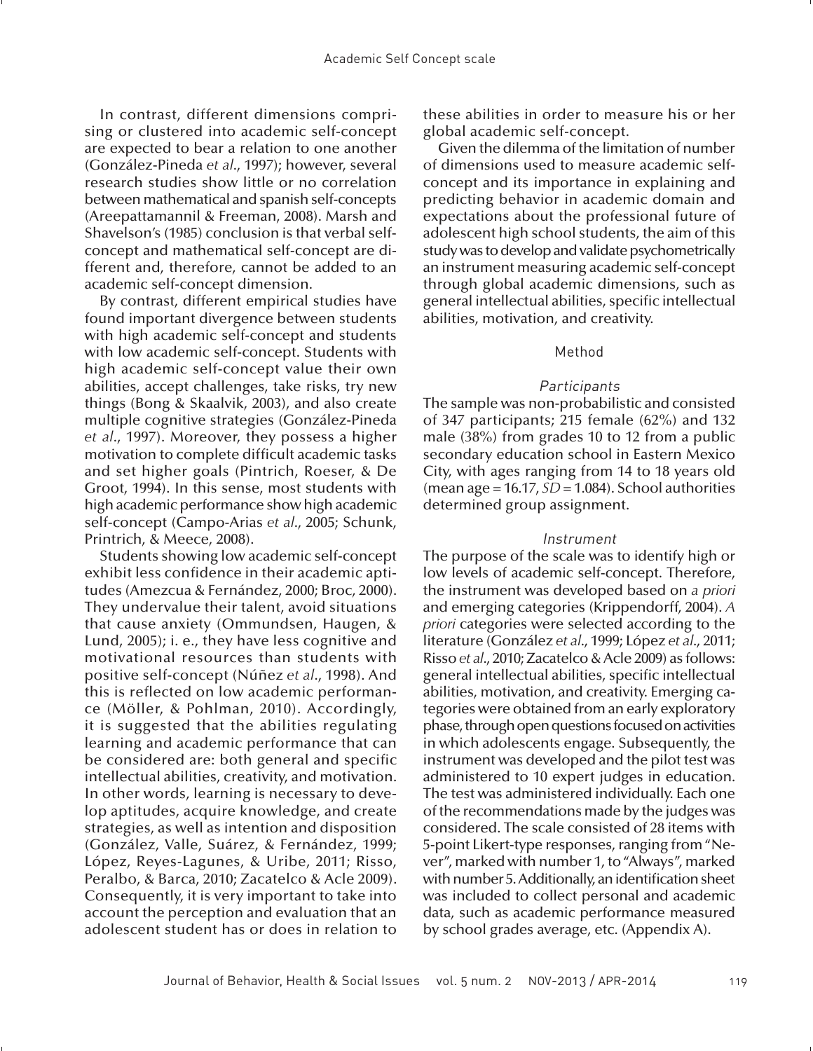In contrast, different dimensions comprising or clustered into academic self-concept are expected to bear a relation to one another (González-Pineda *et al*., 1997); however, several research studies show little or no correlation between mathematical and spanish self-concepts (Areepattamannil & Freeman, 2008). Marsh and Shavelson's (1985) conclusion is that verbal self-concept and mathematical self-concept are different and, therefore, cannot be added to an academic self-concept dimension.

By contrast, different empirical studies have found important divergence between students with high academic self-concept and students with low academic self-concept. Students with high academic self-concept value their own abilities, accept challenges, take risks, try new things (Bong & Skaalvik, 2003), and also create multiple cognitive strategies (González-Pineda *et al*., 1997). Moreover, they possess a higher motivation to complete difficult academic tasks and set higher goals (Pintrich, Roeser, & De Groot, 1994). In this sense, most students with high academic performance show high academic self-concept (Campo-Arias *et al*., 2005; Schunk, Printrich, & Meece, 2008).

Students showing low academic self-concept exhibit less confidence in their academic aptitudes (Amezcua & Fernández, 2000; Broc, 2000). They undervalue their talent, avoid situations that cause anxiety (Ommundsen, Haugen, & Lund, 2005); i. e., they have less cognitive and motivational resources than students with positive self-concept (Núñez *et al*., 1998). And this is reflected on low academic performance (Möller, & Pohlman, 2010). Accordingly, it is suggested that the abilities regulating learning and academic performance that can be considered are: both general and specific intellectual abilities, creativity, and motivation. In other words, learning is necessary to develop aptitudes, acquire knowledge, and create strategies, as well as intention and disposition (González, Valle, Suárez, & Fernández, 1999; López, Reyes-Lagunes, & Uribe, 2011; Risso, Peralbo, & Barca, 2010; Zacatelco & Acle 2009). Consequently, it is very important to take into account the perception and evaluation that an adolescent student has or does in relation to these abilities in order to measure his or her global academic self-concept.

Given the dilemma of the limitation of number of dimensions used to measure academic self-concept and its importance in explaining and predicting behavior in academic domain and expectations about the professional future of adolescent high school students, the aim of this study was to develop and validate psychometrically an instrument measuring academic self-concept through global academic dimensions, such as general intellectual abilities, specific intellectual abilities, motivation, and creativity.

## Method

### *Participants*

The sample was non-probabilistic and consisted of 347 participants; 215 female (62%) and 132 male (38%) from grades 10 to 12 from a public secondary education school in Eastern Mexico City, with ages ranging from 14 to 18 years old (mean age = 16.17, *SD* = 1.084). School authorities determined group assignment.

### *Instrument*

The purpose of the scale was to identify high or low levels of academic self-concept. Therefore, the instrument was developed based on *a priori* and emerging categories (Krippendorff, 2004). *A priori* categories were selected according to the literature (González *et al*., 1999; López *et al*., 2011; Risso *et al*., 2010; Zacatelco & Acle 2009) as follows: general intellectual abilities, specific intellectual abilities, motivation, and creativity. Emerging categories were obtained from an early exploratory phase, through open questions focused on activities in which adolescents engage. Subsequently, the instrument was developed and the pilot test was administered to 10 expert judges in education. The test was administered individually. Each one of the recommendations made by the judges was considered. The scale consisted of 28 items with 5-point Likert-type responses, ranging from "Never", marked with number 1, to "Always", marked with number 5. Additionally, an identification sheet was included to collect personal and academic data, such as academic performance measured by school grades average, etc. (Appendix A).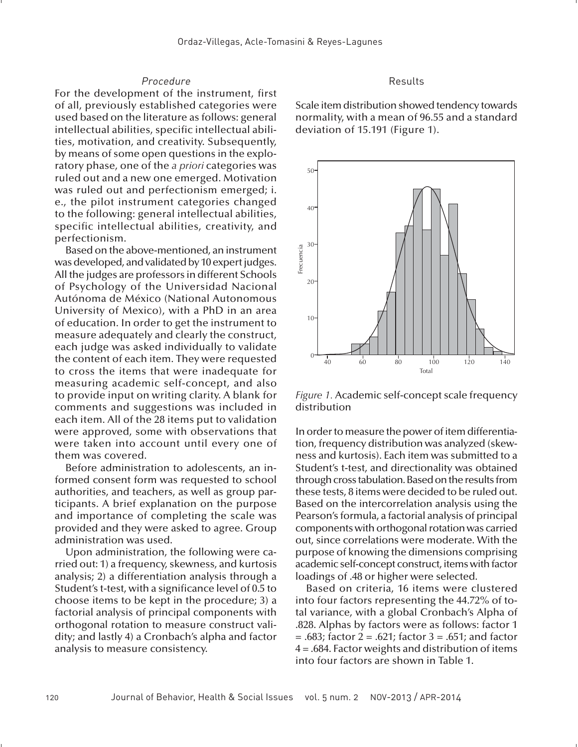### *Procedure*

For the development of the instrument, first of all, previously established categories were used based on the literature as follows: general intellectual abilities, specific intellectual abilities, motivation, and creativity. Subsequently, by means of some open questions in the exploratory phase, one of the *a priori* categories was ruled out and a new one emerged. Motivation was ruled out and perfectionism emerged; i. e., the pilot instrument categories changed to the following: general intellectual abilities, specific intellectual abilities, creativity, and perfectionism.

Based on the above-mentioned, an instrument was developed, and validated by 10 expert judges. All the judges are professors in different Schools of Psychology of the Universidad Nacional Autónoma de México (National Autonomous University of Mexico), with a PhD in an area of education. In order to get the instrument to measure adequately and clearly the construct, each judge was asked individually to validate the content of each item. They were requested to cross the items that were inadequate for measuring academic self-concept, and also to provide input on writing clarity. A blank for comments and suggestions was included in each item. All of the 28 items put to validation were approved, some with observations that were taken into account until every one of them was covered.

Before administration to adolescents, an informed consent form was requested to school authorities, and teachers, as well as group participants. A brief explanation on the purpose and importance of completing the scale was provided and they were asked to agree. Group administration was used.

Upon administration, the following were carried out: 1) a frequency, skewness, and kurtosis analysis; 2) a differentiation analysis through a Student's t-test, with a significance level of 0.5 to choose items to be kept in the procedure; 3) a factorial analysis of principal components with orthogonal rotation to measure construct validity; and lastly 4) a Cronbach's alpha and factor analysis to measure consistency.

## Results

Scale item distribution showed tendency towards normality, with a mean of 96.55 and a standard deviation of 15.191 (Figure 1).

*Figure 1.* Academic self-concept scale frequency distribution

In order to measure the power of item differentiation, frequency distribution was analyzed (skewness and kurtosis). Each item was submitted to a Student's t-test, and directionality was obtained through cross tabulation. Based on the results from these tests, 8 items were decided to be ruled out. Based on the intercorrelation analysis using the Pearson's formula, a factorial analysis of principal components with orthogonal rotation was carried out, since correlations were moderate. With the purpose of knowing the dimensions comprising academic self-concept construct, items with factor loadings of .48 or higher were selected.

Based on criteria, 16 items were clustered into four factors representing the 44.72% of total variance, with a global Cronbach's Alpha of .828. Alphas by factors were as follows: factor 1 = .683; factor 2 = .621; factor 3 = .651; and factor 4 = .684. Factor weights and distribution of items into four factors are shown in Table 1.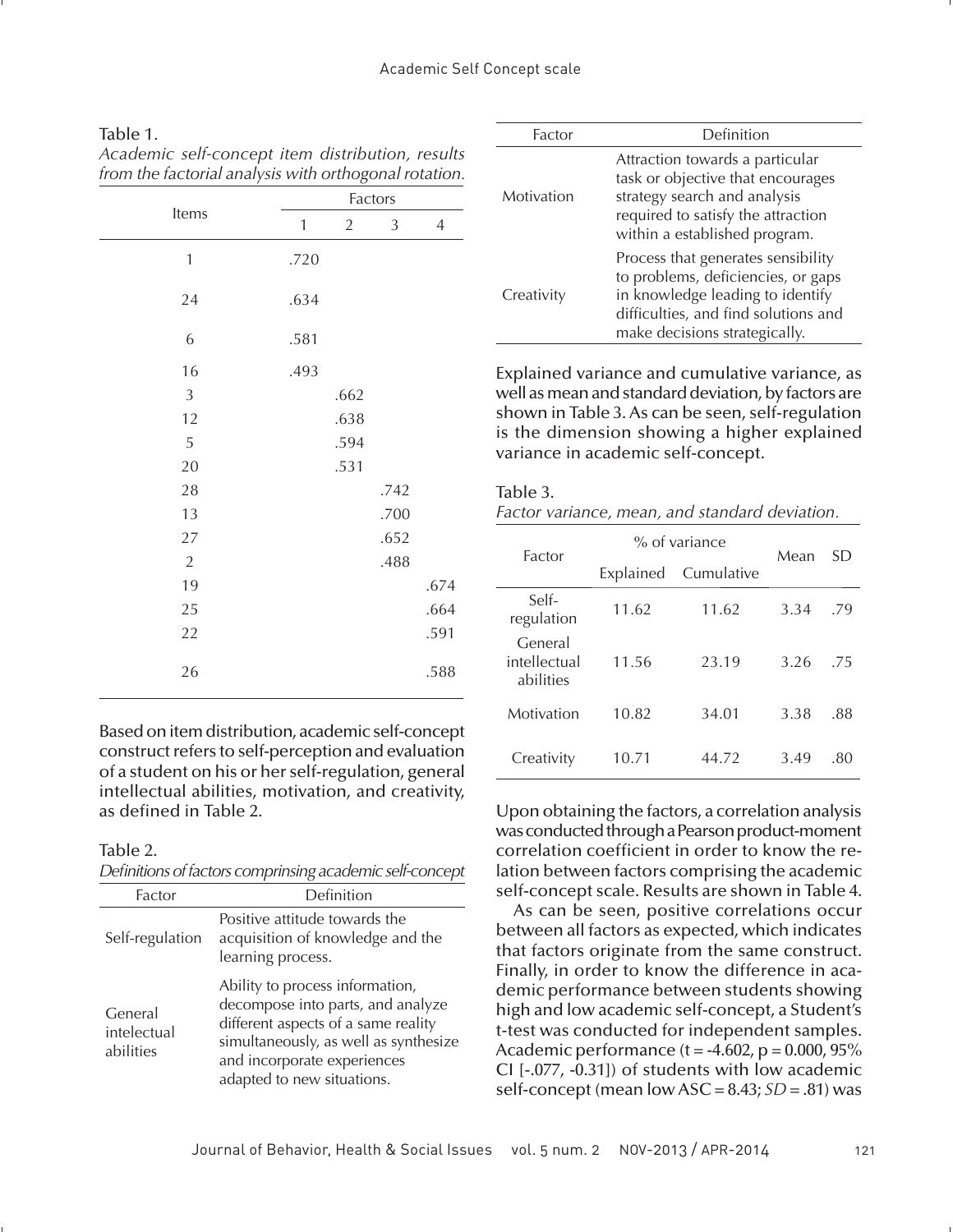Table 1.

*Academic self-concept item distribution, results from the factorial analysis with orthogonal rotation.*

| Items | Factors | | | |
|---|---|---|---|---|
| | 1 | 2 | 3 | 4 |
| 1 | .720 | | | |
| 24 | .634 | | | |
| 6 | .581 | | | |
| 16 | .493 | | | |
| 3 | | .662 | | |
| 12 | | .638 | | |
| 5 | | .594 | | |
| 20 | | .531 | | |
| 28 | | | .742 | |
| 13 | | | .700 | |
| 27 | | | .652 | |
| 2 | | | .488 | |
| 19 | | | | .674 |
| 25 | | | | .664 |
| 22 | | | | .591 |
| 26 | | | | .588 |

Based on item distribution, academic self-concept construct refers to self-perception and evaluation of a student on his or her self-regulation, general intellectual abilities, motivation, and creativity, as defined in Table 2.

Table 2.

*Definitions of factors comprising academic self-concept*

| Factor | Definition |
|---|---|
| Self-regulation | Positive attitude towards the acquisition of knowledge and the learning process. |
| General intelectual abilities | Ability to process information, decompose into parts, and analyze different aspects of a same reality simultaneously, as well as synthesize and incorporate experiences adapted to new situations. |
| Motivation | Attraction towards a particular task or objective that encourages strategy search and analysis required to satisfy the attraction within a established program. |
| Creativity | Process that generates sensibility to problems, deficiencies, or gaps in knowledge leading to identify difficulties, and find solutions and make decisions strategically. |

Explained variance and cumulative variance, as well as mean and standard deviation, by factors are shown in Table 3. As can be seen, self-regulation is the dimension showing a higher explained variance in academic self-concept.

Table 3.

*Factor variance, mean, and standard deviation.*

| Factor | % of variance | | Mean | SD |
|---|---|---|---|---|
| | Explained | Cumulative | | |
| Self-regulation | 11.62 | 11.62 | 3.34 | .79 |
| General intellectual abilities | 11.56 | 23.19 | 3.26 | .75 |
| Motivation | 10.82 | 34.01 | 3.38 | .88 |
| Creativity | 10.71 | 44.72 | 3.49 | .80 |

Upon obtaining the factors, a correlation analysis was conducted through a Pearson product-moment correlation coefficient in order to know the relation between factors comprising the academic self-concept scale. Results are shown in Table 4.

As can be seen, positive correlations occur between all factors as expected, which indicates that factors originate from the same construct. Finally, in order to know the difference in academic performance between students showing high and low academic self-concept, a Student's t-test was conducted for independent samples. Academic performance ($t = -4.602$, $p = 0.000$, 95% CI [-.077, -0.31]) of students with low academic self-concept (mean low ASC = 8.43; *SD* = .81) was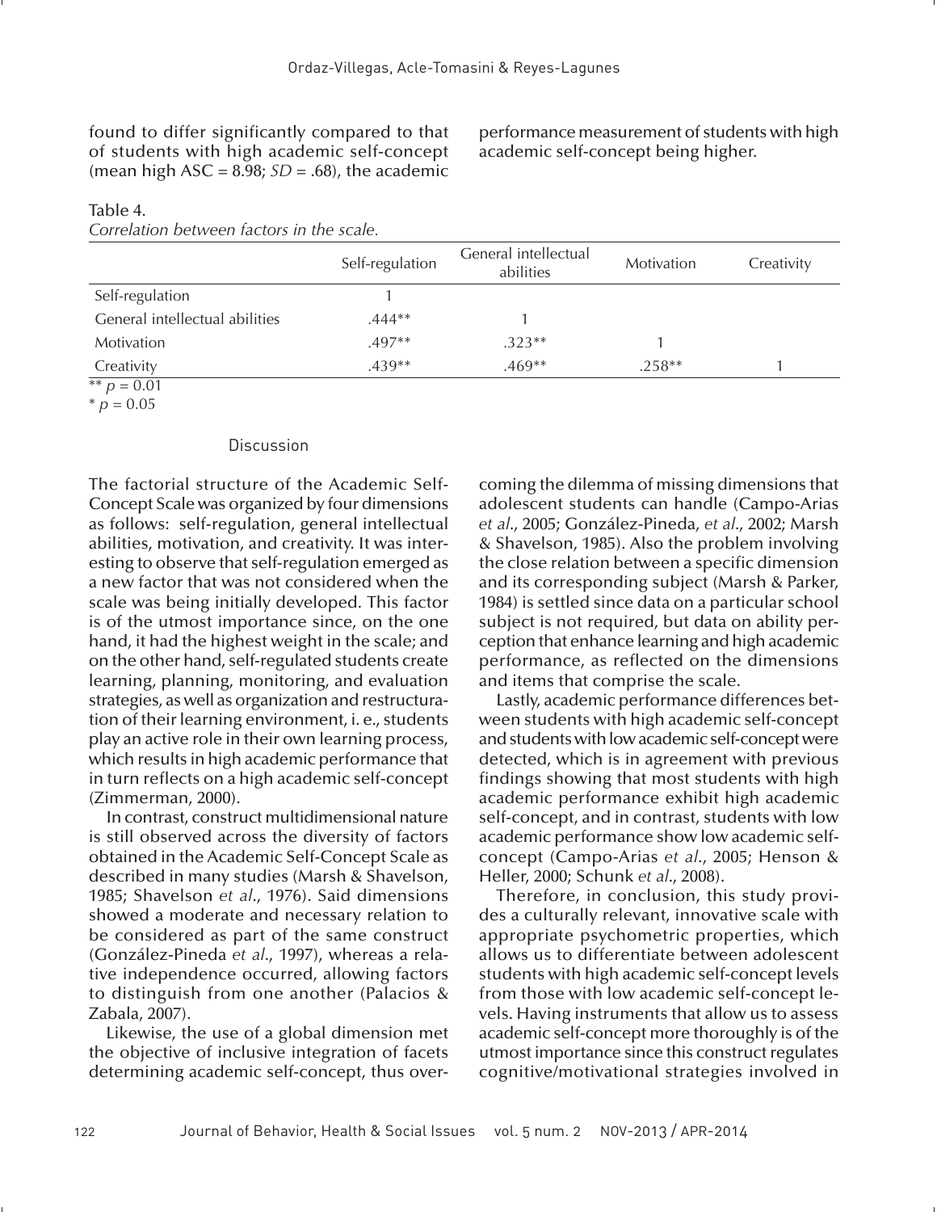found to differ significantly compared to that of students with high academic self-concept (mean high ASC = 8.98; *SD* = .68), the academic performance measurement of students with high academic self-concept being higher.

Table 4.
*Correlation between factors in the scale.*

| | Self-regulation | General intellectual abilities | Motivation | Creativity |
|---|---|---|---|---|
| Self-regulation | 1 | | | |
| General intellectual abilities | .444** | 1 | | |
| Motivation | .497** | .323** | 1 | |
| Creativity | .439** | .469** | .258** | 1 |

** $p = 0.01$
* $p = 0.05$

## Discussion

The factorial structure of the Academic Self-Concept Scale was organized by four dimensions as follows: self-regulation, general intellectual abilities, motivation, and creativity. It was interesting to observe that self-regulation emerged as a new factor that was not considered when the scale was being initially developed. This factor is of the utmost importance since, on the one hand, it had the highest weight in the scale; and on the other hand, self-regulated students create learning, planning, monitoring, and evaluation strategies, as well as organization and restructuration of their learning environment, i. e., students play an active role in their own learning process, which results in high academic performance that in turn reflects on a high academic self-concept (Zimmerman, 2000).

In contrast, construct multidimensional nature is still observed across the diversity of factors obtained in the Academic Self-Concept Scale as described in many studies (Marsh & Shavelson, 1985; Shavelson *et al*., 1976). Said dimensions showed a moderate and necessary relation to be considered as part of the same construct (González-Pineda *et al*., 1997), whereas a relative independence occurred, allowing factors to distinguish from one another (Palacios & Zabala, 2007).

Likewise, the use of a global dimension met the objective of inclusive integration of facets determining academic self-concept, thus overcoming the dilemma of missing dimensions that adolescent students can handle (Campo-Arias *et al*., 2005; González-Pineda, *et al*., 2002; Marsh & Shavelson, 1985). Also the problem involving the close relation between a specific dimension and its corresponding subject (Marsh & Parker, 1984) is settled since data on a particular school subject is not required, but data on ability perception that enhance learning and high academic performance, as reflected on the dimensions and items that comprise the scale.

Lastly, academic performance differences between students with high academic self-concept and students with low academic self-concept were detected, which is in agreement with previous findings showing that most students with high academic performance exhibit high academic self-concept, and in contrast, students with low academic performance show low academic self-concept (Campo-Arias *et al*., 2005; Henson & Heller, 2000; Schunk *et al*., 2008).

Therefore, in conclusion, this study provides a culturally relevant, innovative scale with appropriate psychometric properties, which allows us to differentiate between adolescent students with high academic self-concept levels from those with low academic self-concept levels. Having instruments that allow us to assess academic self-concept more thoroughly is of the utmost importance since this construct regulates cognitive/motivational strategies involved in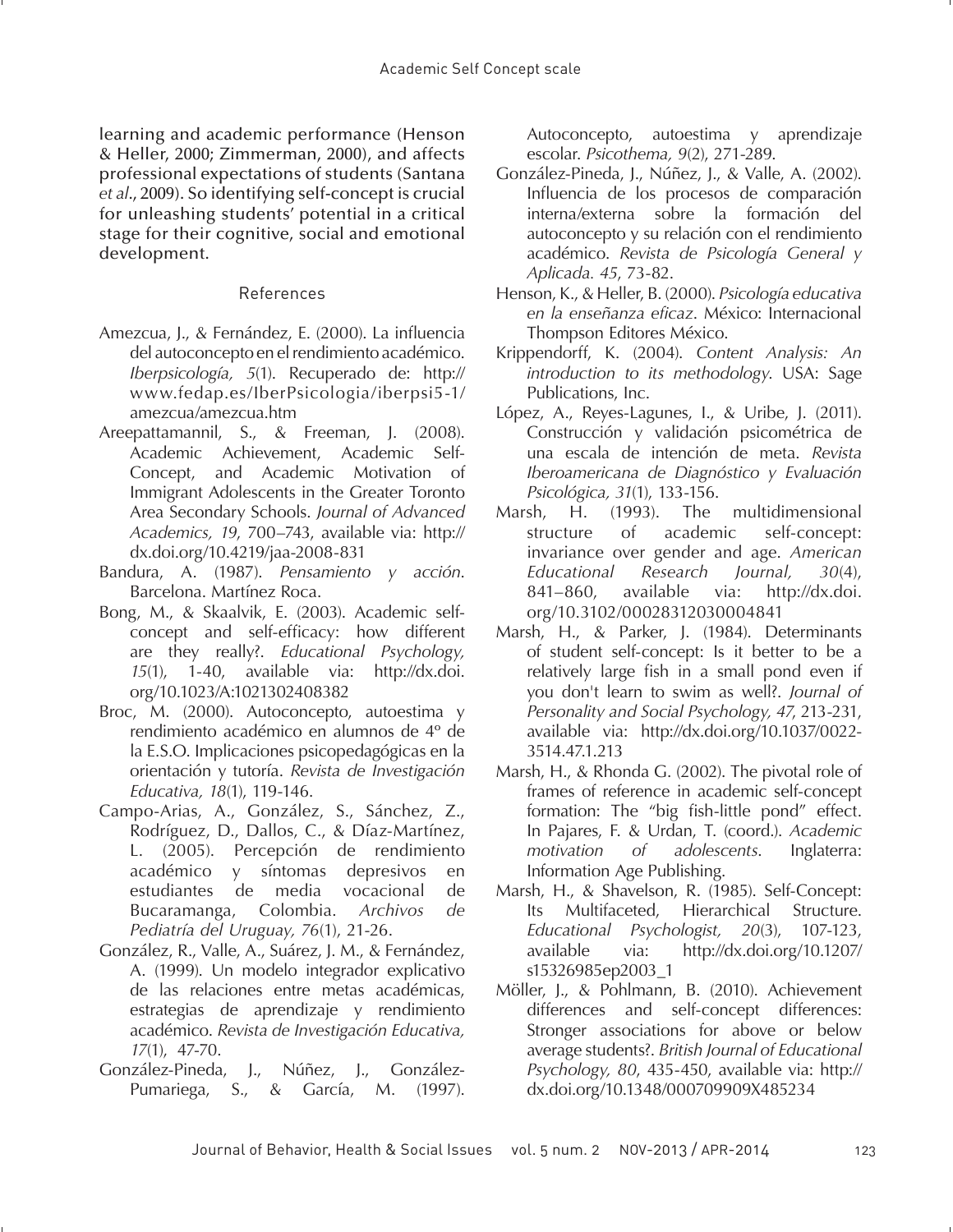learning and academic performance (Henson & Heller, 2000; Zimmerman, 2000), and affects professional expectations of students (Santana *et al*., 2009). So identifying self-concept is crucial for unleashing students' potential in a critical stage for their cognitive, social and emotional development.

## References

Amezcua, J., & Fernández, E. (2000). La influencia del autoconcepto en el rendimiento académico. *Iberpsicología, 5*(1). Recuperado de: http://www.fedap.es/IberPsicologia/iberpsi5-1/amezcua/amezcua.htm

Areepattamannil, S., & Freeman, J. (2008). Academic Achievement, Academic Self-Concept, and Academic Motivation of Immigrant Adolescents in the Greater Toronto Area Secondary Schools. *Journal of Advanced Academics, 19*, 700–743, available via: http://dx.doi.org/10.4219/jaa-2008-831

Bandura, A. (1987). *Pensamiento y acción*. Barcelona. Martínez Roca.

Bong, M., & Skaalvik, E. (2003). Academic self-concept and self-efficacy: how different are they really?. *Educational Psychology, 15*(1), 1-40, available via: http://dx.doi.org/10.1023/A:1021302408382

Broc, M. (2000). Autoconcepto, autoestima y rendimiento académico en alumnos de 4º de la E.S.O. Implicaciones psicopedagógicas en la orientación y tutoría. *Revista de Investigación Educativa, 18*(1), 119-146.

Campo-Arias, A., González, S., Sánchez, Z., Rodríguez, D., Dallos, C., & Díaz-Martínez, L. (2005). Percepción de rendimiento académico y síntomas depresivos en estudiantes de media vocacional de Bucaramanga, Colombia. *Archivos de Pediatría del Uruguay, 76*(1), 21-26.

González, R., Valle, A., Suárez, J. M., & Fernández, A. (1999). Un modelo integrador explicativo de las relaciones entre metas académicas, estrategias de aprendizaje y rendimiento académico. *Revista de Investigación Educativa, 17*(1), 47-70.

González-Pineda, J., Núñez, J., González-Pumariega, S., & García, M. (1997). Autoconcepto, autoestima y aprendizaje escolar. *Psicothema, 9*(2), 271-289.

González-Pineda, J., Núñez, J., & Valle, A. (2002). Influencia de los procesos de comparación interna/externa sobre la formación del autoconcepto y su relación con el rendimiento académico. *Revista de Psicología General y Aplicada. 45*, 73-82.

Henson, K., & Heller, B. (2000). *Psicología educativa en la enseñanza eficaz*. México: Internacional Thompson Editores México.

Krippendorff, K. (2004). *Content Analysis: An introduction to its methodology*. USA: Sage Publications, Inc.

López, A., Reyes-Lagunes, I., & Uribe, J. (2011). Construcción y validación psicométrica de una escala de intención de meta. *Revista Iberoamericana de Diagnóstico y Evaluación Psicológica, 31*(1), 133-156.

Marsh, H. (1993). The multidimensional structure of academic self-concept: invariance over gender and age. *American Educational Research Journal, 30*(4), 841–860, available via: http://dx.doi.org/10.3102/00028312030004841

Marsh, H., & Parker, J. (1984). Determinants of student self-concept: Is it better to be a relatively large fish in a small pond even if you don't learn to swim as well?. *Journal of Personality and Social Psychology, 47*, 213-231, available via: http://dx.doi.org/10.1037/0022-3514.47.1.213

Marsh, H., & Rhonda G. (2002). The pivotal role of frames of reference in academic self-concept formation: The "big fish-little pond" effect. In Pajares, F. & Urdan, T. (coord.). *Academic motivation of adolescents*. Inglaterra: Information Age Publishing.

Marsh, H., & Shavelson, R. (1985). Self-Concept: Its Multifaceted, Hierarchical Structure. *Educational Psychologist, 20*(3), 107-123, available via: http://dx.doi.org/10.1207/s15326985ep2003_1

Möller, J., & Pohlmann, B. (2010). Achievement differences and self-concept differences: Stronger associations for above or below average students?. *British Journal of Educational Psychology, 80*, 435-450, available via: http://dx.doi.org/10.1348/000709909X485234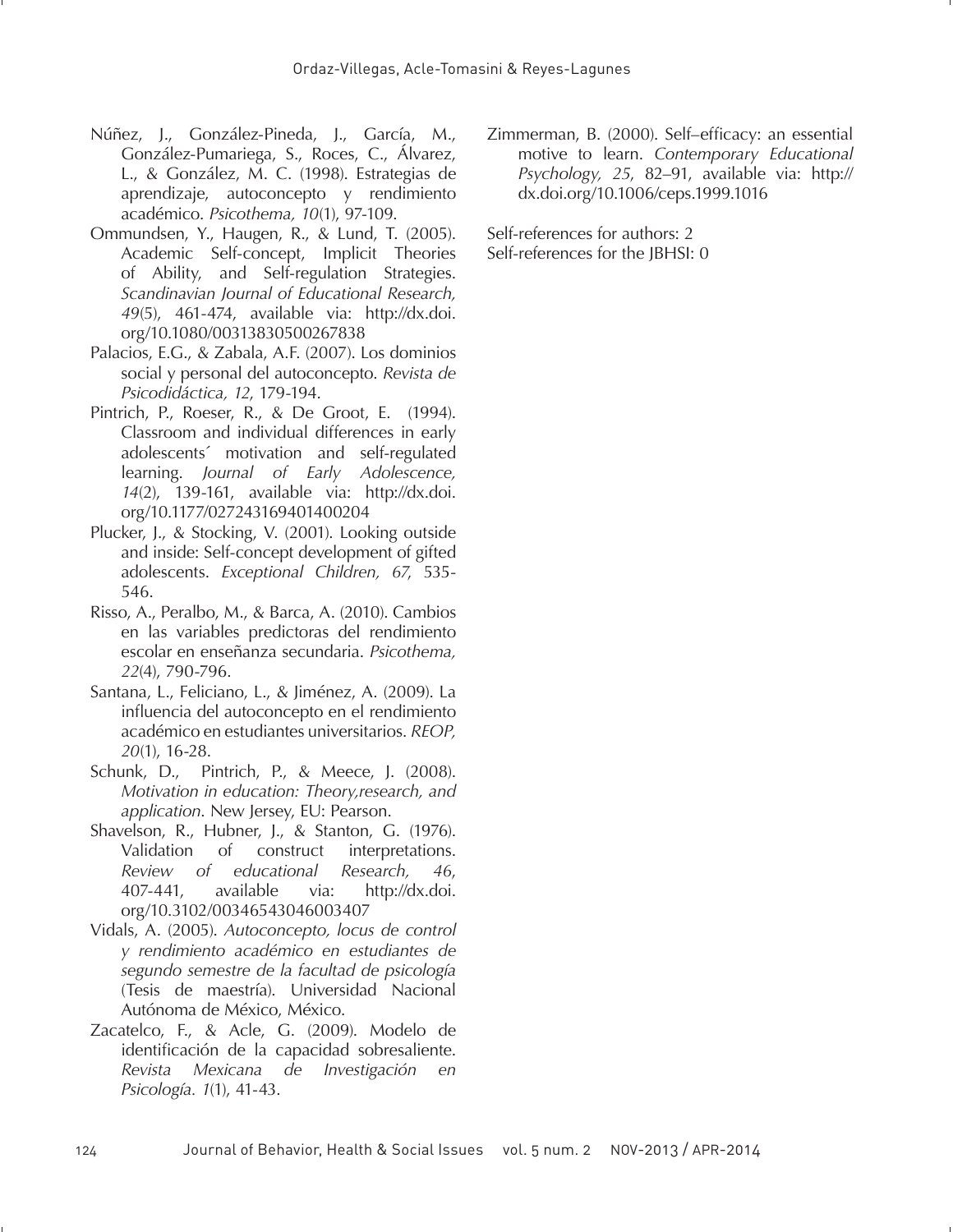Núñez, J., González-Pineda, J., García, M., González-Pumariega, S., Roces, C., Álvarez, L., & González, M. C. (1998). Estrategias de aprendizaje, autoconcepto y rendimiento académico. *Psicothema, 10*(1), 97-109.

Ommundsen, Y., Haugen, R., & Lund, T. (2005). Academic Self-concept, Implicit Theories of Ability, and Self-regulation Strategies. *Scandinavian Journal of Educational Research, 49*(5), 461-474, available via: http://dx.doi.org/10.1080/00313830500267838

Palacios, E.G., & Zabala, A.F. (2007). Los dominios social y personal del autoconcepto. *Revista de Psicodidáctica, 12*, 179-194.

Pintrich, P., Roeser, R., & De Groot, E. (1994). Classroom and individual differences in early adolescents´ motivation and self-regulated learning. *Journal of Early Adolescence, 14*(2), 139-161, available via: http://dx.doi.org/10.1177/027243169401400204

Plucker, J., & Stocking, V. (2001). Looking outside and inside: Self-concept development of gifted adolescents. *Exceptional Children, 67*, 535-546.

Risso, A., Peralbo, M., & Barca, A. (2010). Cambios en las variables predictoras del rendimiento escolar en enseñanza secundaria. *Psicothema, 22*(4), 790-796.

Santana, L., Feliciano, L., & Jiménez, A. (2009). La influencia del autoconcepto en el rendimiento académico en estudiantes universitarios. *REOP, 20*(1), 16-28.

Schunk, D., Pintrich, P., & Meece, J. (2008). *Motivation in education: Theory,research, and application*. New Jersey, EU: Pearson.

Shavelson, R., Hubner, J., & Stanton, G. (1976). Validation of construct interpretations. *Review of educational Research, 46*, 407-441, available via: http://dx.doi.org/10.3102/00346543046003407

Vidals, A. (2005). *Autoconcepto, locus de control y rendimiento académico en estudiantes de segundo semestre de la facultad de psicología* (Tesis de maestría). Universidad Nacional Autónoma de México, México.

Zacatelco, F., & Acle, G. (2009). Modelo de identificación de la capacidad sobresaliente. *Revista Mexicana de Investigación en Psicología. 1*(1), 41-43.

Zimmerman, B. (2000). Self–efficacy: an essential motive to learn. *Contemporary Educational Psychology, 25*, 82–91, available via: http://dx.doi.org/10.1006/ceps.1999.1016

Self-references for authors: 2
Self-references for the JBHSI: 0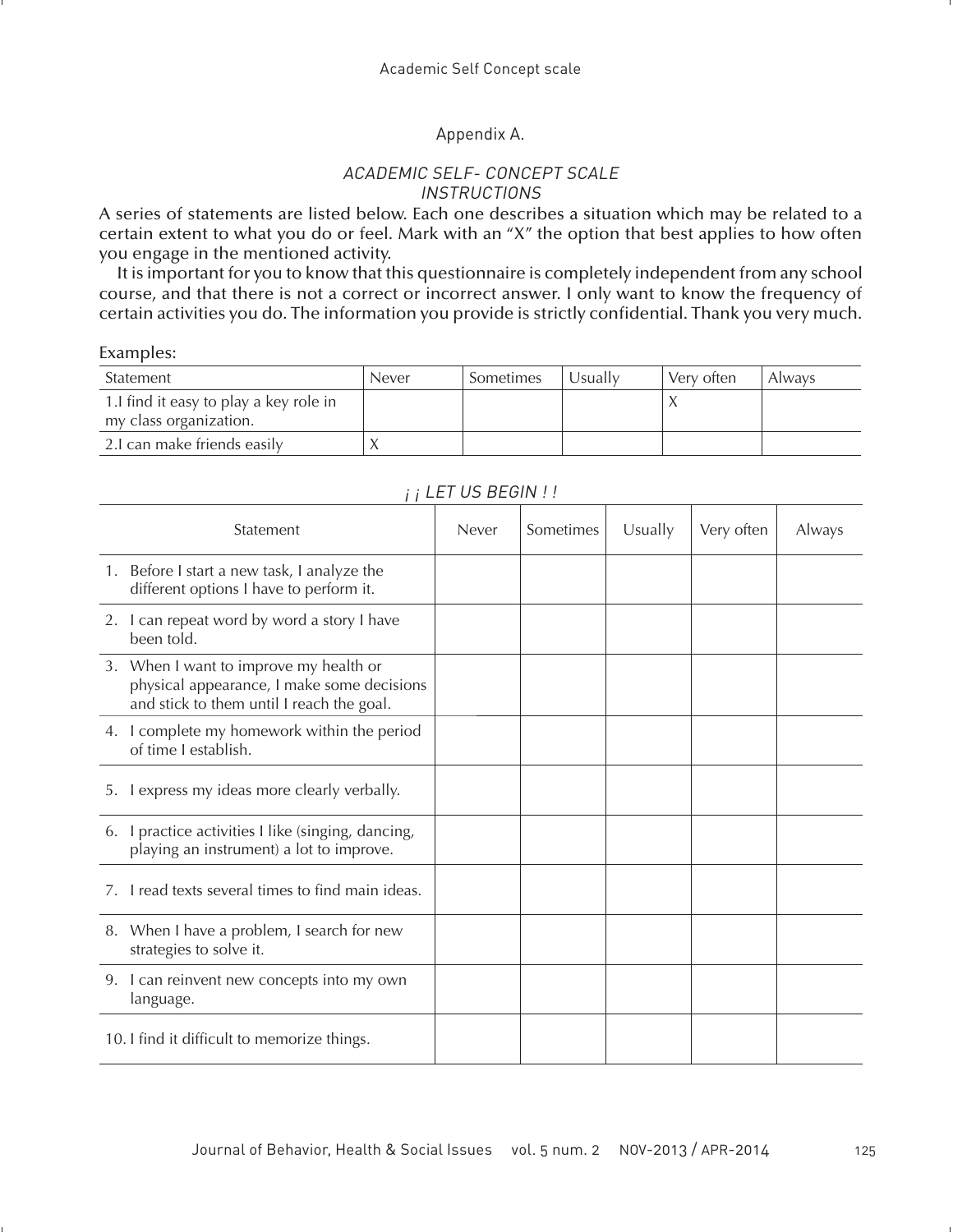## Appendix A.

*ACADEMIC SELF- CONCEPT SCALE*
*INSTRUCTIONS*

A series of statements are listed below. Each one describes a situation which may be related to a certain extent to what you do or feel. Mark with an "X" the option that best applies to how often you engage in the mentioned activity.

It is important for you to know that this questionnaire is completely independent from any school course, and that there is not a correct or incorrect answer. I only want to know the frequency of certain activities you do. The information you provide is strictly confidential. Thank you very much.

Examples:

| Statement | Never | Sometimes | Usually | Very often | Always |
|---|---|---|---|---|---|
| 1.I find it easy to play a key role in my class organization. | | | | X | |
| 2.I can make friends easily | X | | | | |

*¡ ¡ LET US BEGIN ! !*

| Statement | Never | Sometimes | Usually | Very often | Always |
|---|---|---|---|---|---|
| 1. Before I start a new task, I analyze the different options I have to perform it. | | | | | |
| 2. I can repeat word by word a story I have been told. | | | | | |
| 3. When I want to improve my health or physical appearance, I make some decisions and stick to them until I reach the goal. | | | | | |
| 4. I complete my homework within the period of time I establish. | | | | | |
| 5. I express my ideas more clearly verbally. | | | | | |
| 6. I practice activities I like (singing, dancing, playing an instrument) a lot to improve. | | | | | |
| 7. I read texts several times to find main ideas. | | | | | |
| 8. When I have a problem, I search for new strategies to solve it. | | | | | |
| 9. I can reinvent new concepts into my own language. | | | | | |
| 10. I find it difficult to memorize things. | | | | | |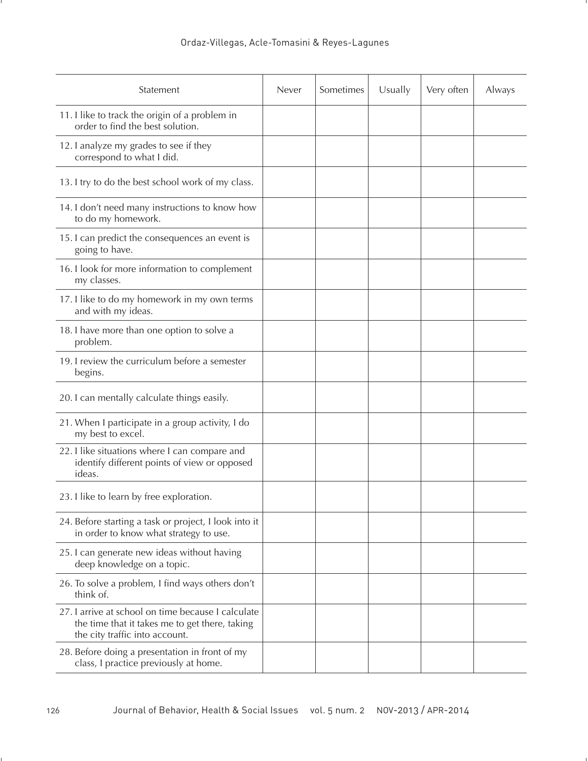| Statement | Never | Sometimes | Usually | Very often | Always |
|---|---|---|---|---|---|
| 11. I like to track the origin of a problem in order to find the best solution. | | | | | |
| 12. I analyze my grades to see if they correspond to what I did. | | | | | |
| 13. I try to do the best school work of my class. | | | | | |
| 14. I don't need many instructions to know how to do my homework. | | | | | |
| 15. I can predict the consequences an event is going to have. | | | | | |
| 16. I look for more information to complement my classes. | | | | | |
| 17. I like to do my homework in my own terms and with my ideas. | | | | | |
| 18. I have more than one option to solve a problem. | | | | | |
| 19. I review the curriculum before a semester begins. | | | | | |
| 20. I can mentally calculate things easily. | | | | | |
| 21. When I participate in a group activity, I do my best to excel. | | | | | |
| 22. I like situations where I can compare and identify different points of view or opposed ideas. | | | | | |
| 23. I like to learn by free exploration. | | | | | |
| 24. Before starting a task or project, I look into it in order to know what strategy to use. | | | | | |
| 25. I can generate new ideas without having deep knowledge on a topic. | | | | | |
| 26. To solve a problem, I find ways others don't think of. | | | | | |
| 27. I arrive at school on time because I calculate the time that it takes me to get there, taking the city traffic into account. | | | | | |
| 28. Before doing a presentation in front of my class, I practice previously at home. | | | | | |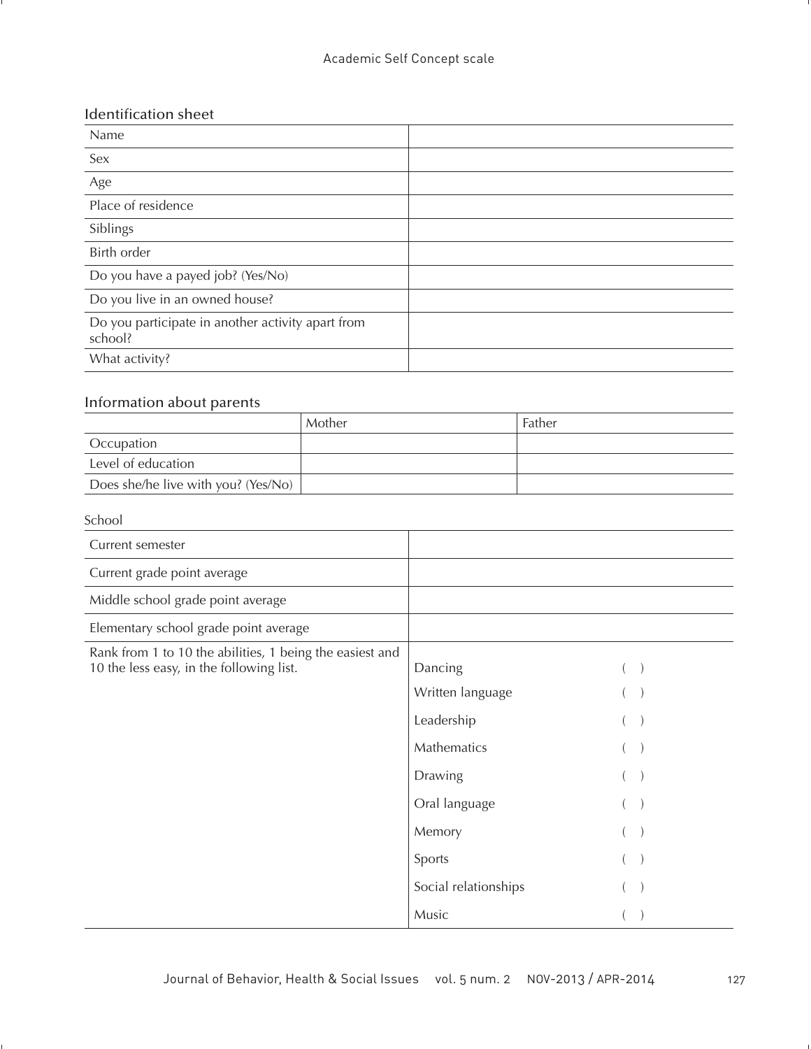## Academic Self Concept scale

### Identification sheet

| | |
|---|---|
| Name | |
| Sex | |
| Age | |
| Place of residence | |
| Siblings | |
| Birth order | |
| Do you have a payed job? (Yes/No) | |
| Do you live in an owned house? | |
| Do you participate in another activity apart from school? | |
| What activity? | |

### Information about parents

| | Mother | Father |
|---|---|---|
| Occupation | | |
| Level of education | | |
| Does she/he live with you? (Yes/No) | | |

School

| | | |
|---|---|---|
| Current semester | | |
| Current grade point average | | |
| Middle school grade point average | | |
| Elementary school grade point average | | |
| Rank from 1 to 10 the abilities, 1 being the easiest and 10 the less easy, in the following list. | Dancing | ( ) |
| | Written language | ( ) |
| | Leadership | ( ) |
| | Mathematics | ( ) |
| | Drawing | ( ) |
| | Oral language | ( ) |
| | Memory | ( ) |
| | Sports | ( ) |
| | Social relationships | ( ) |
| | Music | ( ) |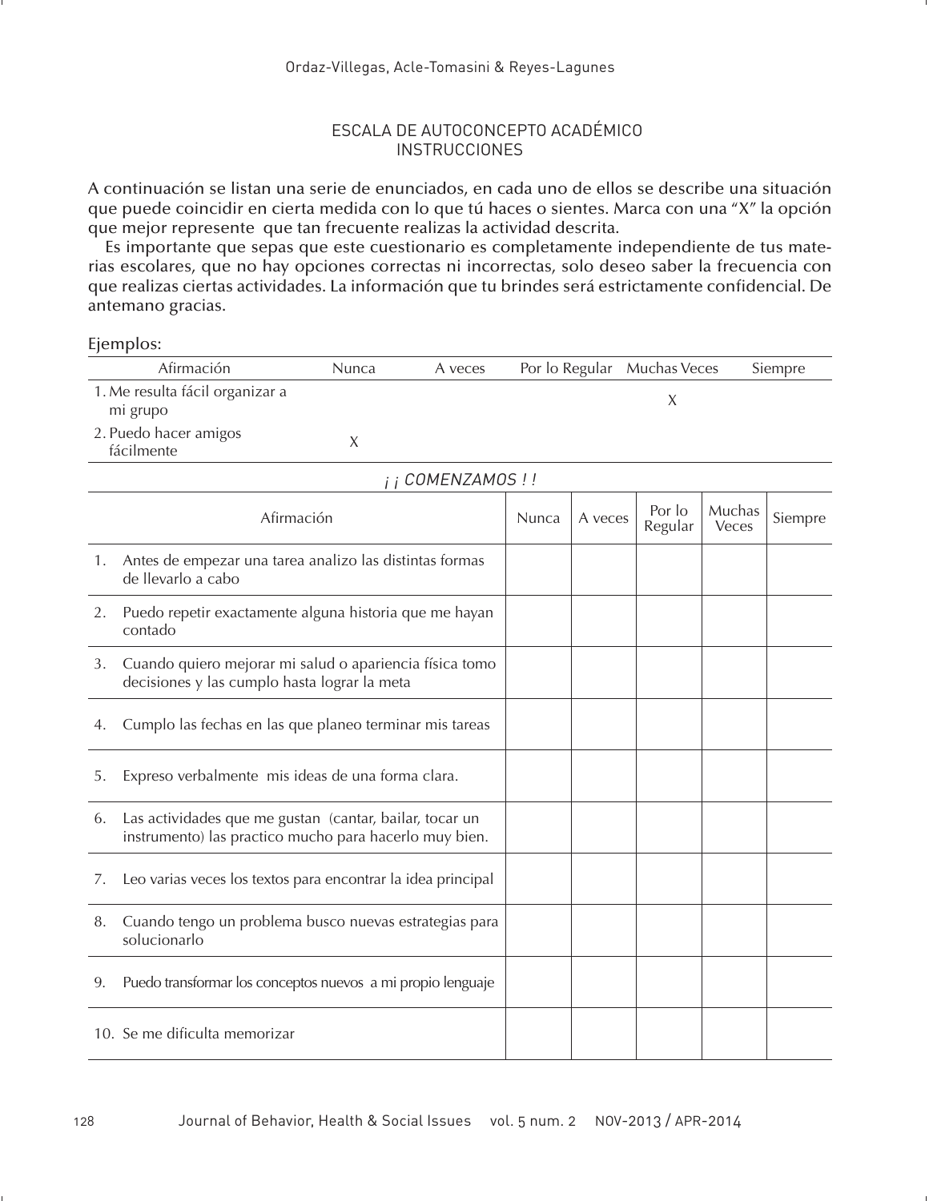## ESCALA DE AUTOCONCEPTO ACADÉMICO
## INSTRUCCIONES

A continuación se listan una serie de enunciados, en cada uno de ellos se describe una situación que puede coincidir en cierta medida con lo que tú haces o sientes. Marca con una "X" la opción que mejor represente que tan frecuente realizas la actividad descrita.

Es importante que sepas que este cuestionario es completamente independiente de tus materias escolares, que no hay opciones correctas ni incorrectas, solo deseo saber la frecuencia con que realizas ciertas actividades. La información que tu brindes será estrictamente confidencial. De antemano gracias.

Ejemplos:

| Afirmación | Nunca | A veces | Por lo Regular | Muchas Veces | Siempre |
|---|---|---|---|---|---|
| 1. Me resulta fácil organizar a mi grupo | | | | X | |
| 2. Puedo hacer amigos fácilmente | X | | | | |

*¡ ¡ COMENZAMOS ! !*

| Afirmación | Nunca | A veces | Por lo Regular | Muchas Veces | Siempre |
|---|---|---|---|---|---|
| 1. Antes de empezar una tarea analizo las distintas formas de llevarlo a cabo | | | | | |
| 2. Puedo repetir exactamente alguna historia que me hayan contado | | | | | |
| 3. Cuando quiero mejorar mi salud o apariencia física tomo decisiones y las cumplo hasta lograr la meta | | | | | |
| 4. Cumplo las fechas en las que planeo terminar mis tareas | | | | | |
| 5. Expreso verbalmente mis ideas de una forma clara. | | | | | |
| 6. Las actividades que me gustan (cantar, bailar, tocar un instrumento) las practico mucho para hacerlo muy bien. | | | | | |
| 7. Leo varias veces los textos para encontrar la idea principal | | | | | |
| 8. Cuando tengo un problema busco nuevas estrategias para solucionarlo | | | | | |
| 9. Puedo transformar los conceptos nuevos a mi propio lenguaje | | | | | |
| 10. Se me dificulta memorizar | | | | | |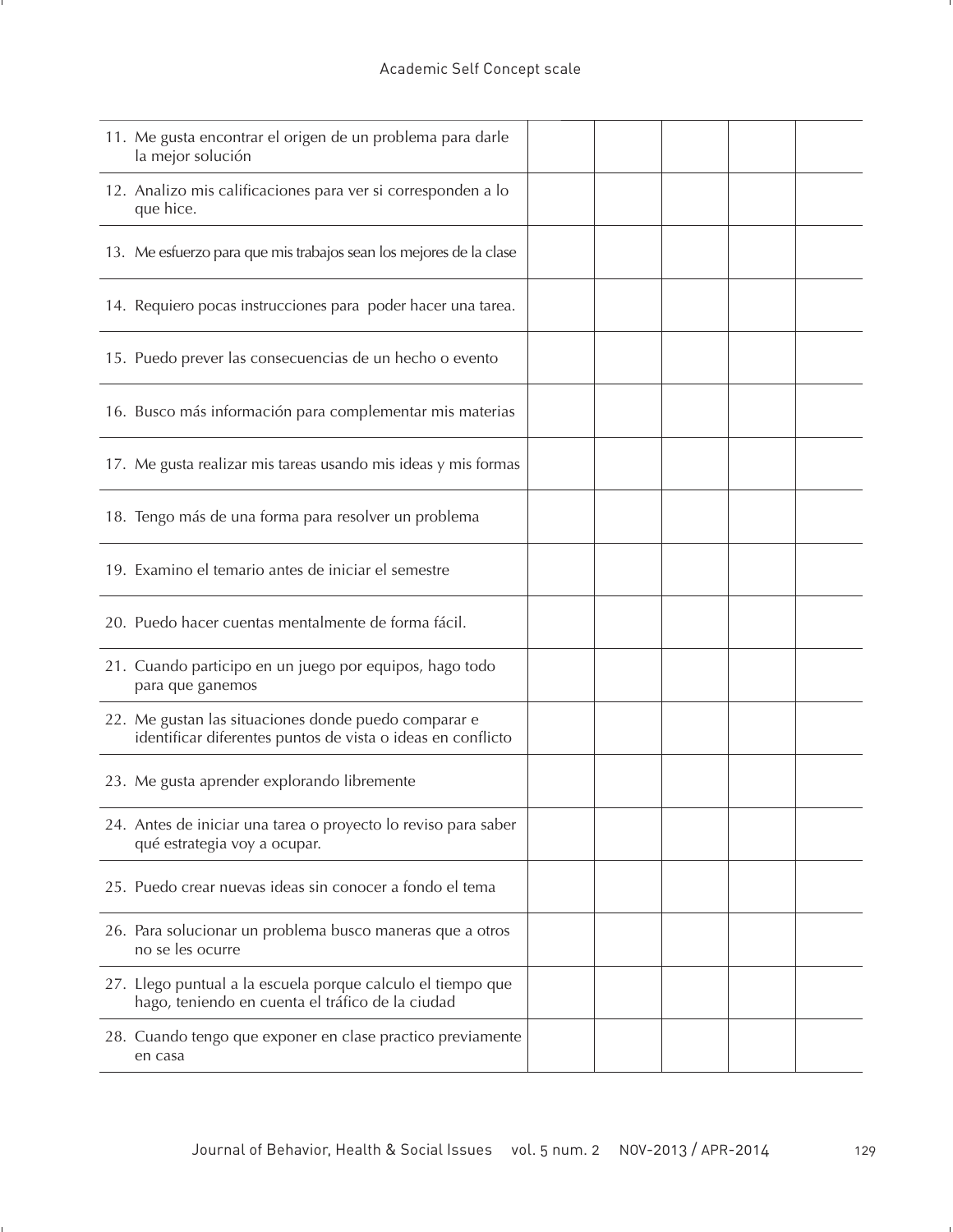| | | | | | |
|---|---|---|---|---|---|
| 11. Me gusta encontrar el origen de un problema para darle la mejor solución | | | | | |
| 12. Analizo mis calificaciones para ver si corresponden a lo que hice. | | | | | |
| 13. Me esfuerzo para que mis trabajos sean los mejores de la clase | | | | | |
| 14. Requiero pocas instrucciones para poder hacer una tarea. | | | | | |
| 15. Puedo prever las consecuencias de un hecho o evento | | | | | |
| 16. Busco más información para complementar mis materias | | | | | |
| 17. Me gusta realizar mis tareas usando mis ideas y mis formas | | | | | |
| 18. Tengo más de una forma para resolver un problema | | | | | |
| 19. Examino el temario antes de iniciar el semestre | | | | | |
| 20. Puedo hacer cuentas mentalmente de forma fácil. | | | | | |
| 21. Cuando participo en un juego por equipos, hago todo para que ganemos | | | | | |
| 22. Me gustan las situaciones donde puedo comparar e identificar diferentes puntos de vista o ideas en conflicto | | | | | |
| 23. Me gusta aprender explorando libremente | | | | | |
| 24. Antes de iniciar una tarea o proyecto lo reviso para saber qué estrategia voy a ocupar. | | | | | |
| 25. Puedo crear nuevas ideas sin conocer a fondo el tema | | | | | |
| 26. Para solucionar un problema busco maneras que a otros no se les ocurre | | | | | |
| 27. Llego puntual a la escuela porque calculo el tiempo que hago, teniendo en cuenta el tráfico de la ciudad | | | | | |
| 28. Cuando tengo que exponer en clase practico previamente en casa | | | | | |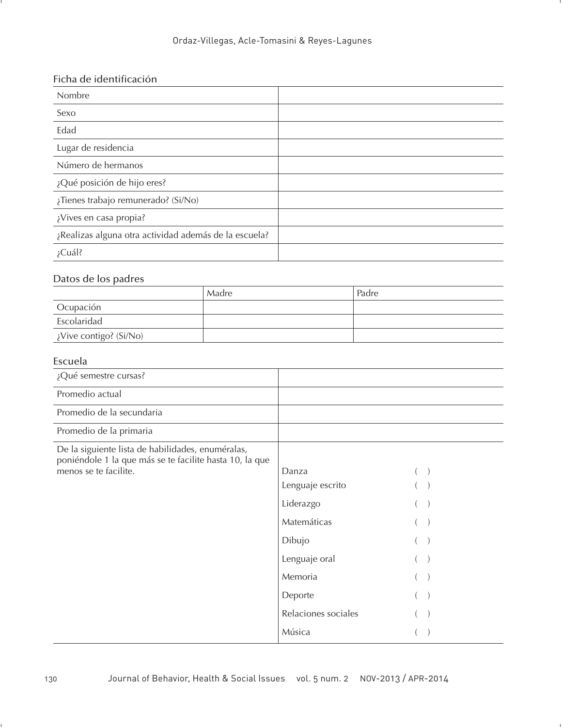### Ficha de identificación

| | |
|---|---|
| Nombre | |
| Sexo | |
| Edad | |
| Lugar de residencia | |
| Número de hermanos | |
| ¿Qué posición de hijo eres? | |
| ¿Tienes trabajo remunerado? (Si/No) | |
| ¿Vives en casa propia? | |
| ¿Realizas alguna otra actividad además de la escuela? | |
| ¿Cuál? | |

### Datos de los padres

| | Madre | Padre |
|---|---|---|
| Ocupación | | |
| Escolaridad | | |
| ¿Vive contigo? (Si/No) | | |

### Escuela

| | | |
|---|---|---|
| ¿Qué semestre cursas? | | |
| Promedio actual | | |
| Promedio de la secundaria | | |
| Promedio de la primaria | | |
| De la siguiente lista de habilidades, enuméralas, poniéndole 1 la que más se te facilite hasta 10, la que menos se te facilite. | Danza | ( ) |
| | Lenguaje escrito | ( ) |
| | Liderazgo | ( ) |
| | Matemáticas | ( ) |
| | Dibujo | ( ) |
| | Lenguaje oral | ( ) |
| | Memoria | ( ) |
| | Deporte | ( ) |
| | Relaciones sociales | ( ) |
| | Música | ( ) |